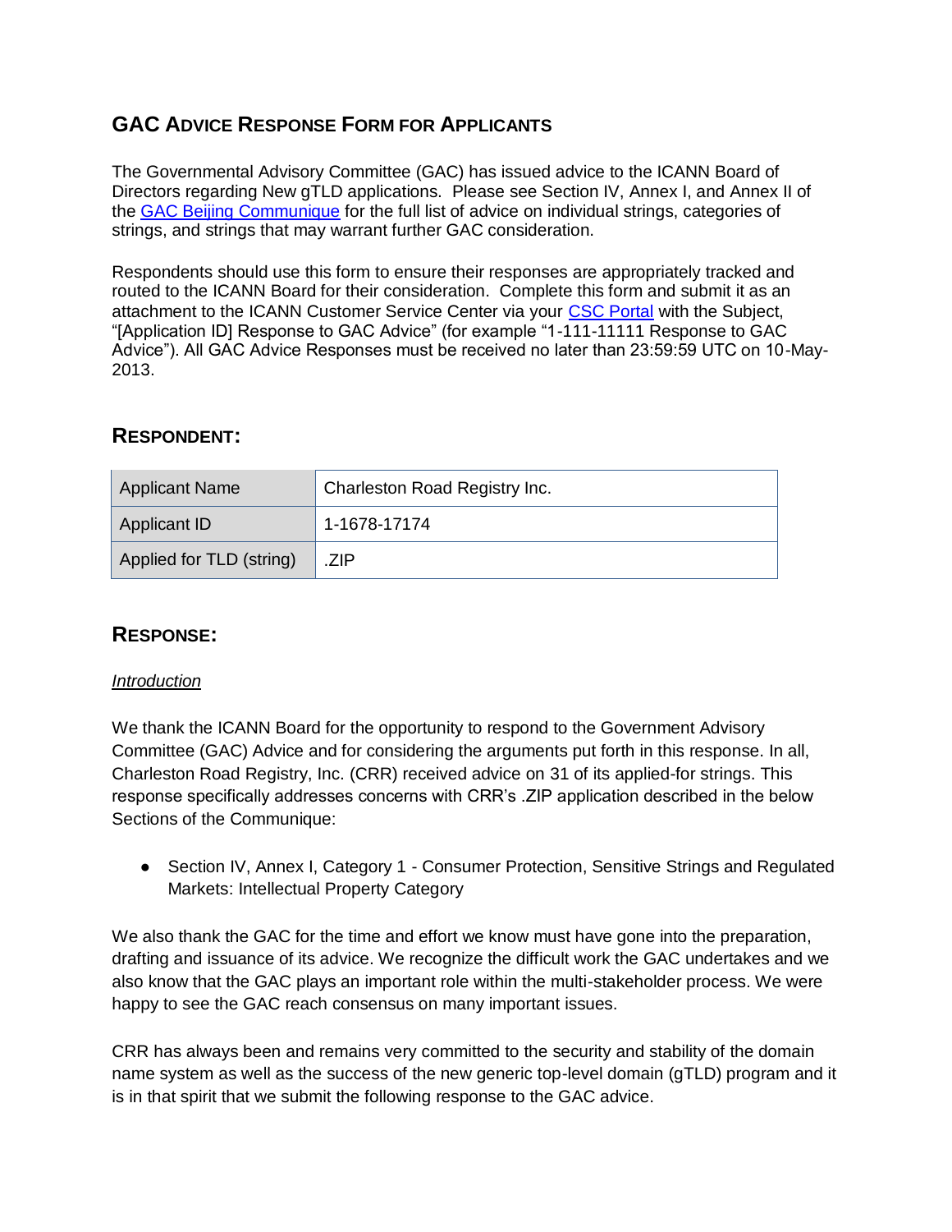## GAC Advice Response Form for Applicants

The Governmental Advisory Committee (GAC) has issued advice to the ICANN Board of Directors regarding New gTLD applications. Please see Section IV, Annex I, and Annex II of the GAC Beijing Communique for the full list of advice on individual strings, categories of strings, and strings that may warrant further GAC consideration.

Respondents should use this form to ensure their responses are appropriately tracked and routed to the ICANN Board for their consideration. Complete this form and submit it as an attachment to the ICANN Customer Service Center via your CSC Portal with the Subject, "[Application ID] Response to GAC Advice" (for example "1-111-11111 Response to GAC Advice"). All GAC Advice Responses must be received no later than 23:59:59 UTC on 10-May-2013.

### Respondent:

| Applicant Name | Charleston Road Registry Inc. |
|---|---|
| Applicant ID | 1-1678-17174 |
| Applied for TLD (string) | .ZIP |

### Response:

*Introduction*

We thank the ICANN Board for the opportunity to respond to the Government Advisory Committee (GAC) Advice and for considering the arguments put forth in this response. In all, Charleston Road Registry, Inc. (CRR) received advice on 31 of its applied-for strings. This response specifically addresses concerns with CRR's .ZIP application described in the below Sections of the Communique:

- Section IV, Annex I, Category 1 - Consumer Protection, Sensitive Strings and Regulated Markets: Intellectual Property Category

We also thank the GAC for the time and effort we know must have gone into the preparation, drafting and issuance of its advice. We recognize the difficult work the GAC undertakes and we also know that the GAC plays an important role within the multi-stakeholder process. We were happy to see the GAC reach consensus on many important issues.

CRR has always been and remains very committed to the security and stability of the domain name system as well as the success of the new generic top-level domain (gTLD) program and it is in that spirit that we submit the following response to the GAC advice.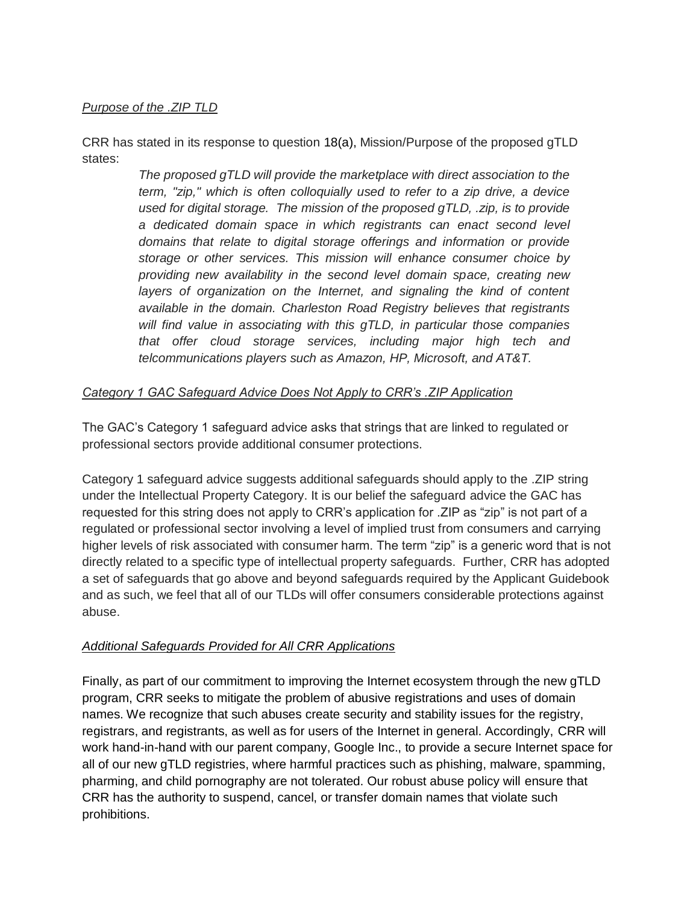*Purpose of the .ZIP TLD*

CRR has stated in its response to question 18(a), Mission/Purpose of the proposed gTLD states:

> *The proposed gTLD will provide the marketplace with direct association to the term, "zip," which is often colloquially used to refer to a zip drive, a device used for digital storage. The mission of the proposed gTLD, .zip, is to provide a dedicated domain space in which registrants can enact second level domains that relate to digital storage offerings and information or provide storage or other services. This mission will enhance consumer choice by providing new availability in the second level domain space, creating new layers of organization on the Internet, and signaling the kind of content available in the domain. Charleston Road Registry believes that registrants will find value in associating with this gTLD, in particular those companies that offer cloud storage services, including major high tech and telcommunications players such as Amazon, HP, Microsoft, and AT&T.*

*Category 1 GAC Safeguard Advice Does Not Apply to CRR's .ZIP Application*

The GAC's Category 1 safeguard advice asks that strings that are linked to regulated or professional sectors provide additional consumer protections.

Category 1 safeguard advice suggests additional safeguards should apply to the .ZIP string under the Intellectual Property Category. It is our belief the safeguard advice the GAC has requested for this string does not apply to CRR's application for .ZIP as "zip" is not part of a regulated or professional sector involving a level of implied trust from consumers and carrying higher levels of risk associated with consumer harm. The term "zip" is a generic word that is not directly related to a specific type of intellectual property safeguards. Further, CRR has adopted a set of safeguards that go above and beyond safeguards required by the Applicant Guidebook and as such, we feel that all of our TLDs will offer consumers considerable protections against abuse.

*Additional Safeguards Provided for All CRR Applications*

Finally, as part of our commitment to improving the Internet ecosystem through the new gTLD program, CRR seeks to mitigate the problem of abusive registrations and uses of domain names. We recognize that such abuses create security and stability issues for the registry, registrars, and registrants, as well as for users of the Internet in general. Accordingly, CRR will work hand-in-hand with our parent company, Google Inc., to provide a secure Internet space for all of our new gTLD registries, where harmful practices such as phishing, malware, spamming, pharming, and child pornography are not tolerated. Our robust abuse policy will ensure that CRR has the authority to suspend, cancel, or transfer domain names that violate such prohibitions.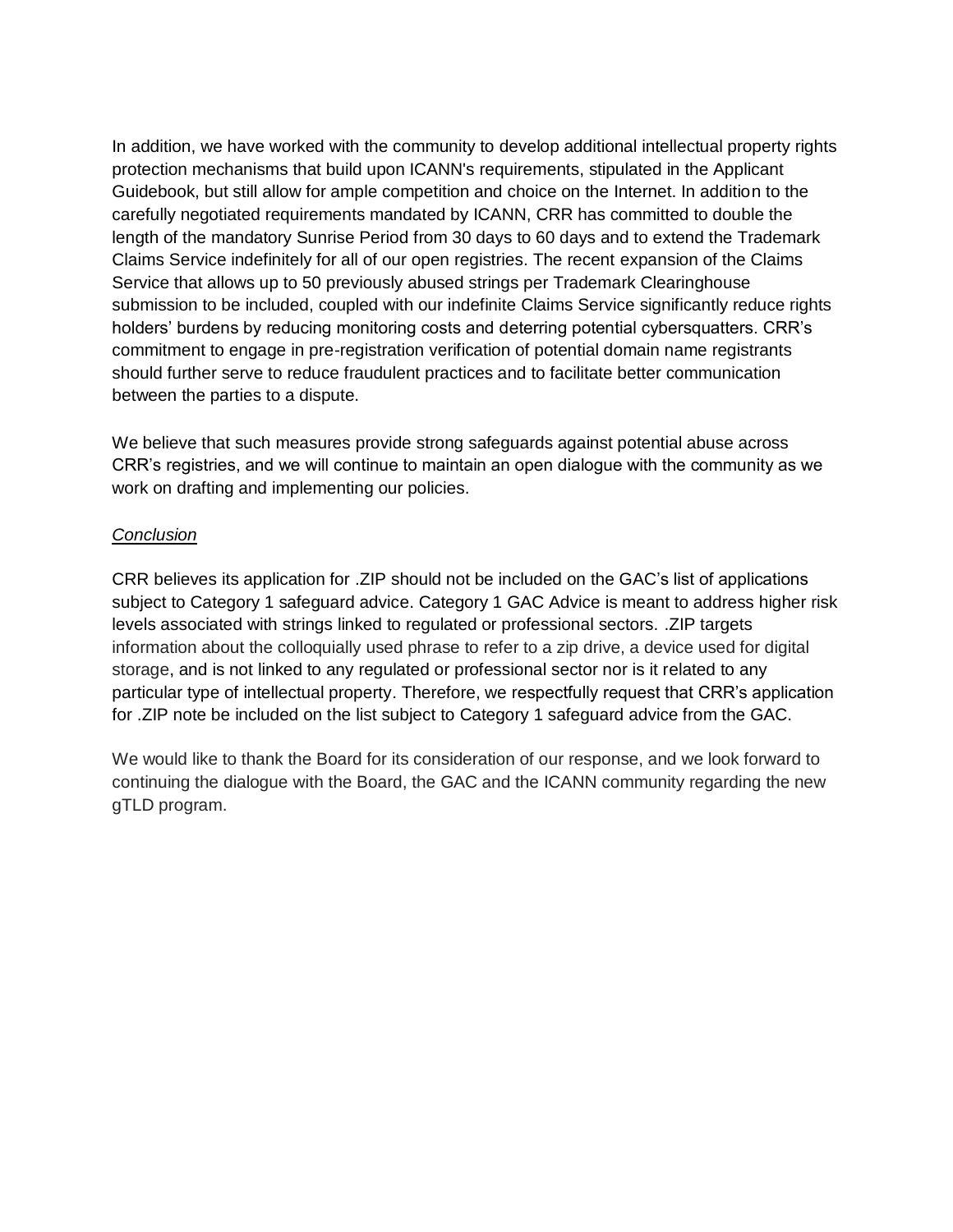In addition, we have worked with the community to develop additional intellectual property rights protection mechanisms that build upon ICANN's requirements, stipulated in the Applicant Guidebook, but still allow for ample competition and choice on the Internet. In addition to the carefully negotiated requirements mandated by ICANN, CRR has committed to double the length of the mandatory Sunrise Period from 30 days to 60 days and to extend the Trademark Claims Service indefinitely for all of our open registries. The recent expansion of the Claims Service that allows up to 50 previously abused strings per Trademark Clearinghouse submission to be included, coupled with our indefinite Claims Service significantly reduce rights holders' burdens by reducing monitoring costs and deterring potential cybersquatters. CRR's commitment to engage in pre-registration verification of potential domain name registrants should further serve to reduce fraudulent practices and to facilitate better communication between the parties to a dispute.

We believe that such measures provide strong safeguards against potential abuse across CRR's registries, and we will continue to maintain an open dialogue with the community as we work on drafting and implementing our policies.

*Conclusion*

CRR believes its application for .ZIP should not be included on the GAC's list of applications subject to Category 1 safeguard advice. Category 1 GAC Advice is meant to address higher risk levels associated with strings linked to regulated or professional sectors. .ZIP targets information about the colloquially used phrase to refer to a zip drive, a device used for digital storage, and is not linked to any regulated or professional sector nor is it related to any particular type of intellectual property. Therefore, we respectfully request that CRR's application for .ZIP note be included on the list subject to Category 1 safeguard advice from the GAC.

We would like to thank the Board for its consideration of our response, and we look forward to continuing the dialogue with the Board, the GAC and the ICANN community regarding the new gTLD program.